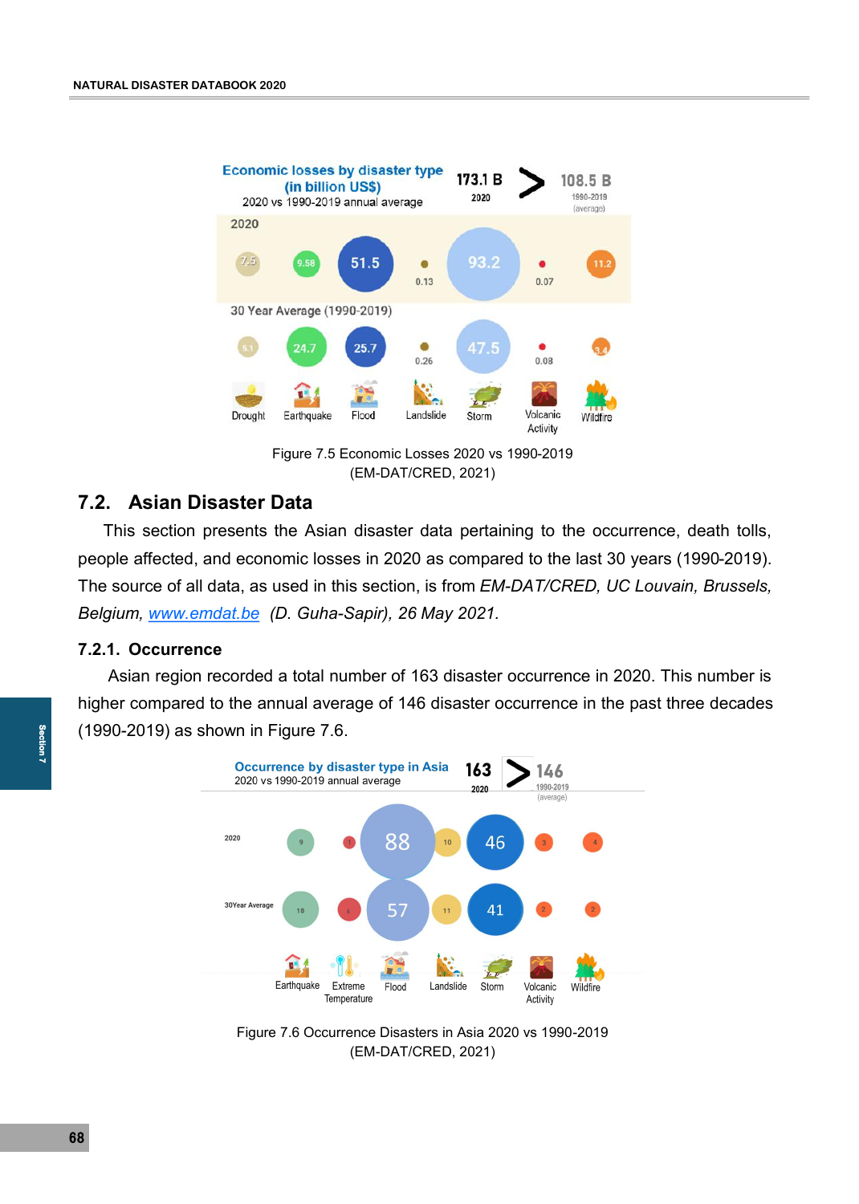Figure 7.5 Economic Losses 2020 vs 1990-2019 (EM-DAT/CRED, 2021)

## 7.2. Asian Disaster Data

This section presents the Asian disaster data pertaining to the occurrence, death tolls, people affected, and economic losses in 2020 as compared to the last 30 years (1990-2019). The source of all data, as used in this section, is from *EM-DAT/CRED, UC Louvain, Brussels, Belgium, [www.emdat.be](http://www.emdat.be) (D. Guha-Sapir), 26 May 2021.*

### 7.2.1. Occurrence

Asian region recorded a total number of 163 disaster occurrence in 2020. This number is higher compared to the annual average of 146 disaster occurrence in the past three decades (1990-2019) as shown in Figure 7.6.

Figure 7.6 Occurrence Disasters in Asia 2020 vs 1990-2019 (EM-DAT/CRED, 2021)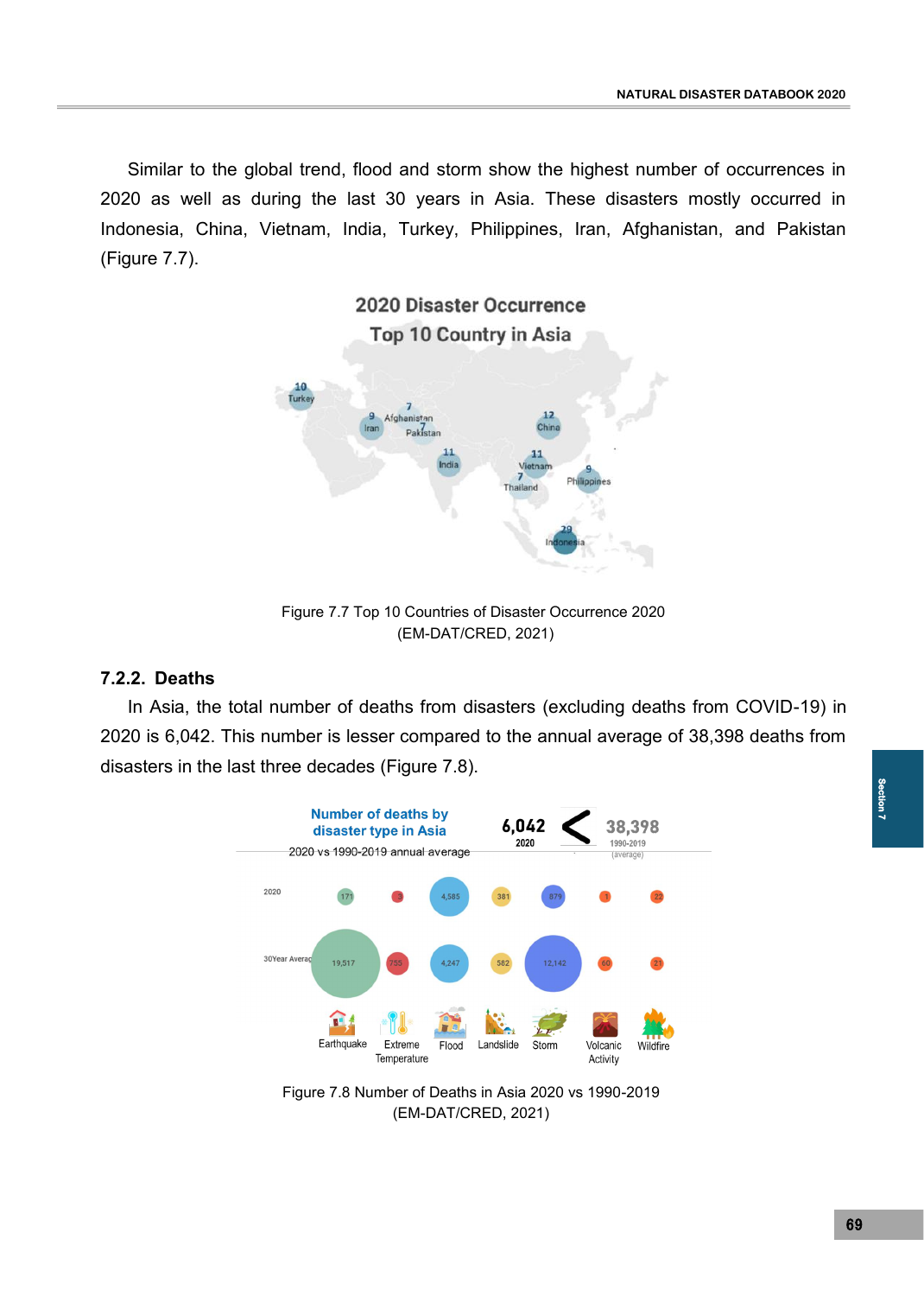Similar to the global trend, flood and storm show the highest number of occurrences in 2020 as well as during the last 30 years in Asia. These disasters mostly occurred in Indonesia, China, Vietnam, India, Turkey, Philippines, Iran, Afghanistan, and Pakistan (Figure 7.7).

Figure 7.7 Top 10 Countries of Disaster Occurrence 2020 (EM-DAT/CRED, 2021)

### 7.2.2. Deaths

In Asia, the total number of deaths from disasters (excluding deaths from COVID-19) in 2020 is 6,042. This number is lesser compared to the annual average of 38,398 deaths from disasters in the last three decades (Figure 7.8).

Figure 7.8 Number of Deaths in Asia 2020 vs 1990-2019 (EM-DAT/CRED, 2021)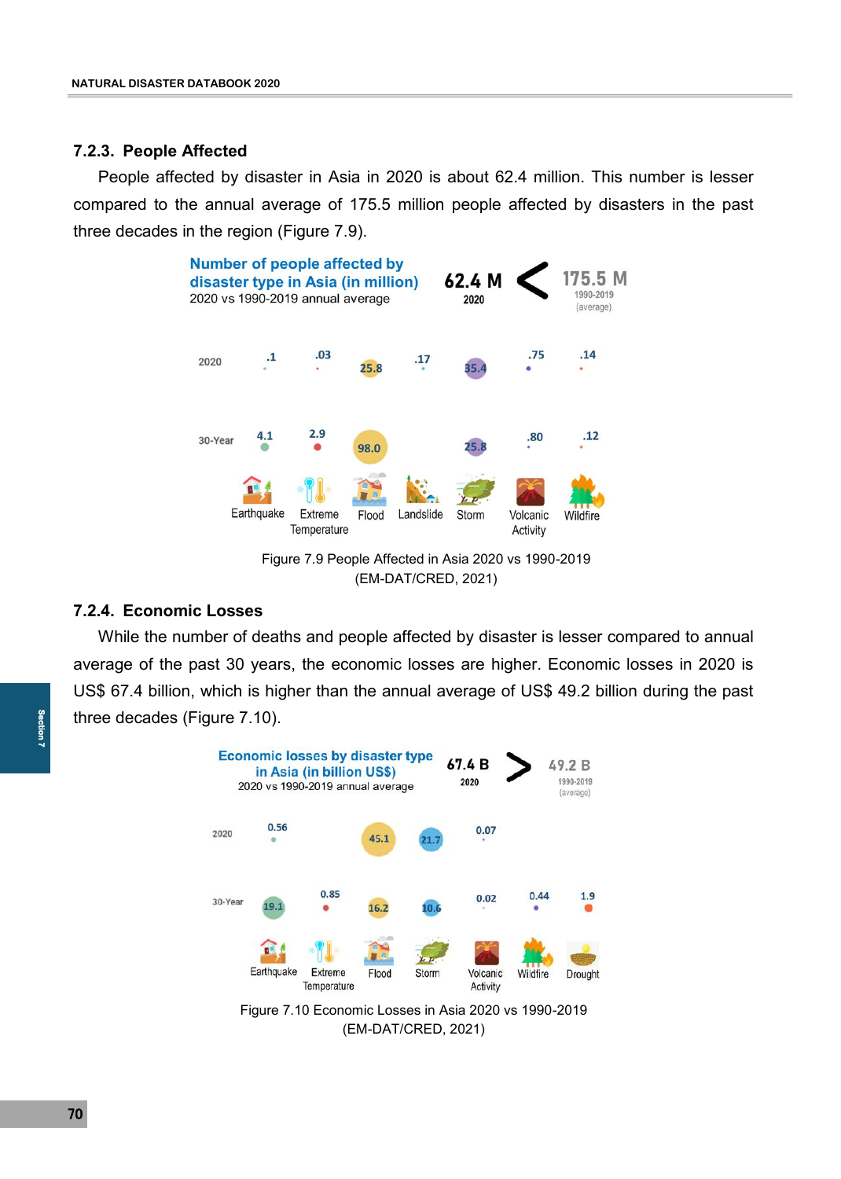### 7.2.3. People Affected

People affected by disaster in Asia in 2020 is about 62.4 million. This number is lesser compared to the annual average of 175.5 million people affected by disasters in the past three decades in the region (Figure 7.9).

Number of people affected by disaster type in Asia (in million)
2020 vs 1990-2019 annual average

62.4 M
2020
<
175.5 M
1990-2019
(average)

2020: .1, .03, 25.8, .17, 35.4, .75, .14

30-Year: 4.1, 2.9, 98.0, 25.8, .80, .12

Earthquake, Extreme Temperature, Flood, Landslide, Storm, Volcanic Activity, Wildfire

Figure 7.9 People Affected in Asia 2020 vs 1990-2019
(EM-DAT/CRED, 2021)

### 7.2.4. Economic Losses

While the number of deaths and people affected by disaster is lesser compared to annual average of the past 30 years, the economic losses are higher. Economic losses in 2020 is US$ 67.4 billion, which is higher than the annual average of US$ 49.2 billion during the past three decades (Figure 7.10).

Economic losses by disaster type in Asia (in billion US$)
2020 vs 1990-2019 annual average

67.4 B
2020
>
49.2 B
1990-2019
(average)

2020: 0.56, 45.1, 21.7, 0.07

30-Year: 19.1, 0.85, 16.2, 10.6, 0.02, 0.44, 1.9

Earthquake, Extreme Temperature, Flood, Storm, Volcanic Activity, Wildfire, Drought

Figure 7.10 Economic Losses in Asia 2020 vs 1990-2019
(EM-DAT/CRED, 2021)